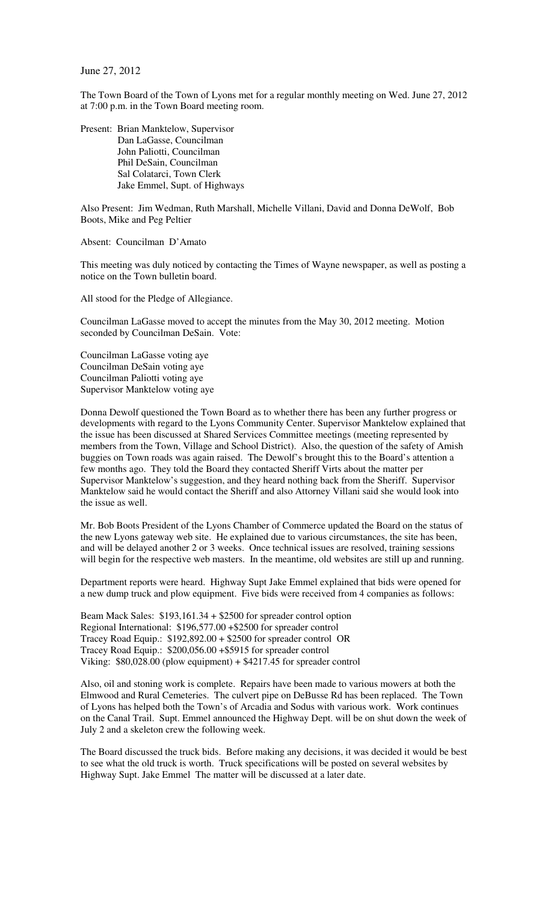June 27, 2012

The Town Board of the Town of Lyons met for a regular monthly meeting on Wed. June 27, 2012 at 7:00 p.m. in the Town Board meeting room.

Present: Brian Manktelow, Supervisor
Dan LaGasse, Councilman
John Paliotti, Councilman
Phil DeSain, Councilman
Sal Colatarci, Town Clerk
Jake Emmel, Supt. of Highways

Also Present: Jim Wedman, Ruth Marshall, Michelle Villani, David and Donna DeWolf, Bob Boots, Mike and Peg Peltier

Absent: Councilman D'Amato

This meeting was duly noticed by contacting the Times of Wayne newspaper, as well as posting a notice on the Town bulletin board.

All stood for the Pledge of Allegiance.

Councilman LaGasse moved to accept the minutes from the May 30, 2012 meeting. Motion seconded by Councilman DeSain. Vote:

Councilman LaGasse voting aye
Councilman DeSain voting aye
Councilman Paliotti voting aye
Supervisor Manktelow voting aye

Donna Dewolf questioned the Town Board as to whether there has been any further progress or developments with regard to the Lyons Community Center. Supervisor Manktelow explained that the issue has been discussed at Shared Services Committee meetings (meeting represented by members from the Town, Village and School District). Also, the question of the safety of Amish buggies on Town roads was again raised. The Dewolf's brought this to the Board's attention a few months ago. They told the Board they contacted Sheriff Virts about the matter per Supervisor Manktelow's suggestion, and they heard nothing back from the Sheriff. Supervisor Manktelow said he would contact the Sheriff and also Attorney Villani said she would look into the issue as well.

Mr. Bob Boots President of the Lyons Chamber of Commerce updated the Board on the status of the new Lyons gateway web site. He explained due to various circumstances, the site has been, and will be delayed another 2 or 3 weeks. Once technical issues are resolved, training sessions will begin for the respective web masters. In the meantime, old websites are still up and running.

Department reports were heard. Highway Supt Jake Emmel explained that bids were opened for a new dump truck and plow equipment. Five bids were received from 4 companies as follows:

Beam Mack Sales: $193,161.34 + $2500 for spreader control option
Regional International: $196,577.00 +$2500 for spreader control
Tracey Road Equip.: $192,892.00 + $2500 for spreader control OR
Tracey Road Equip.: $200,056.00 +$5915 for spreader control
Viking: $80,028.00 (plow equipment) + $4217.45 for spreader control

Also, oil and stoning work is complete. Repairs have been made to various mowers at both the Elmwood and Rural Cemeteries. The culvert pipe on DeBusse Rd has been replaced. The Town of Lyons has helped both the Town's of Arcadia and Sodus with various work. Work continues on the Canal Trail. Supt. Emmel announced the Highway Dept. will be on shut down the week of July 2 and a skeleton crew the following week.

The Board discussed the truck bids. Before making any decisions, it was decided it would be best to see what the old truck is worth. Truck specifications will be posted on several websites by Highway Supt. Jake Emmel The matter will be discussed at a later date.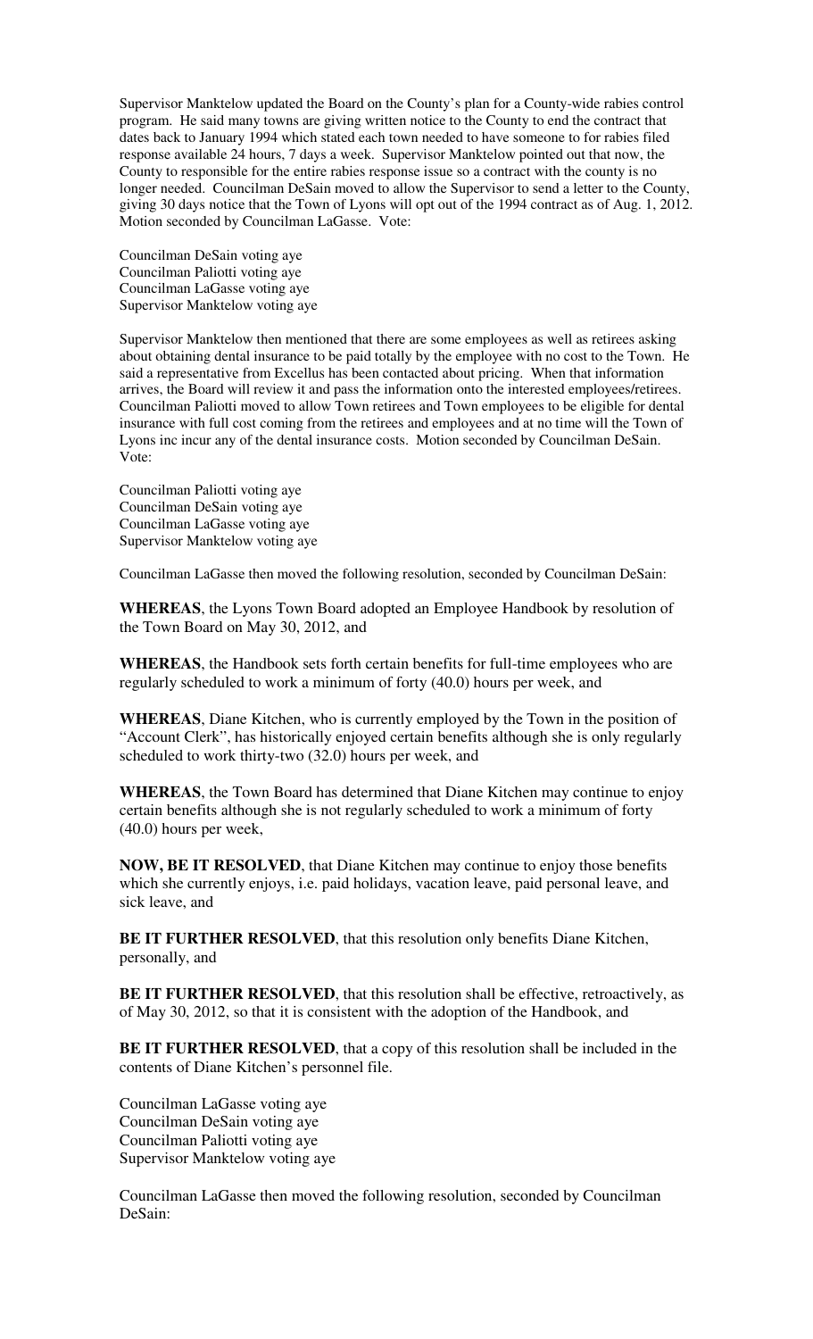Supervisor Manktelow updated the Board on the County's plan for a County-wide rabies control program. He said many towns are giving written notice to the County to end the contract that dates back to January 1994 which stated each town needed to have someone to for rabies filed response available 24 hours, 7 days a week. Supervisor Manktelow pointed out that now, the County to responsible for the entire rabies response issue so a contract with the county is no longer needed. Councilman DeSain moved to allow the Supervisor to send a letter to the County, giving 30 days notice that the Town of Lyons will opt out of the 1994 contract as of Aug. 1, 2012. Motion seconded by Councilman LaGasse. Vote:

Councilman DeSain voting aye
Councilman Paliotti voting aye
Councilman LaGasse voting aye
Supervisor Manktelow voting aye

Supervisor Manktelow then mentioned that there are some employees as well as retirees asking about obtaining dental insurance to be paid totally by the employee with no cost to the Town. He said a representative from Excellus has been contacted about pricing. When that information arrives, the Board will review it and pass the information onto the interested employees/retirees. Councilman Paliotti moved to allow Town retirees and Town employees to be eligible for dental insurance with full cost coming from the retirees and employees and at no time will the Town of Lyons inc incur any of the dental insurance costs. Motion seconded by Councilman DeSain. Vote:

Councilman Paliotti voting aye
Councilman DeSain voting aye
Councilman LaGasse voting aye
Supervisor Manktelow voting aye

Councilman LaGasse then moved the following resolution, seconded by Councilman DeSain:

**WHEREAS**, the Lyons Town Board adopted an Employee Handbook by resolution of the Town Board on May 30, 2012, and

**WHEREAS**, the Handbook sets forth certain benefits for full-time employees who are regularly scheduled to work a minimum of forty (40.0) hours per week, and

**WHEREAS**, Diane Kitchen, who is currently employed by the Town in the position of "Account Clerk", has historically enjoyed certain benefits although she is only regularly scheduled to work thirty-two (32.0) hours per week, and

**WHEREAS**, the Town Board has determined that Diane Kitchen may continue to enjoy certain benefits although she is not regularly scheduled to work a minimum of forty (40.0) hours per week,

**NOW, BE IT RESOLVED**, that Diane Kitchen may continue to enjoy those benefits which she currently enjoys, i.e. paid holidays, vacation leave, paid personal leave, and sick leave, and

**BE IT FURTHER RESOLVED**, that this resolution only benefits Diane Kitchen, personally, and

**BE IT FURTHER RESOLVED**, that this resolution shall be effective, retroactively, as of May 30, 2012, so that it is consistent with the adoption of the Handbook, and

**BE IT FURTHER RESOLVED**, that a copy of this resolution shall be included in the contents of Diane Kitchen's personnel file.

Councilman LaGasse voting aye
Councilman DeSain voting aye
Councilman Paliotti voting aye
Supervisor Manktelow voting aye

Councilman LaGasse then moved the following resolution, seconded by Councilman DeSain: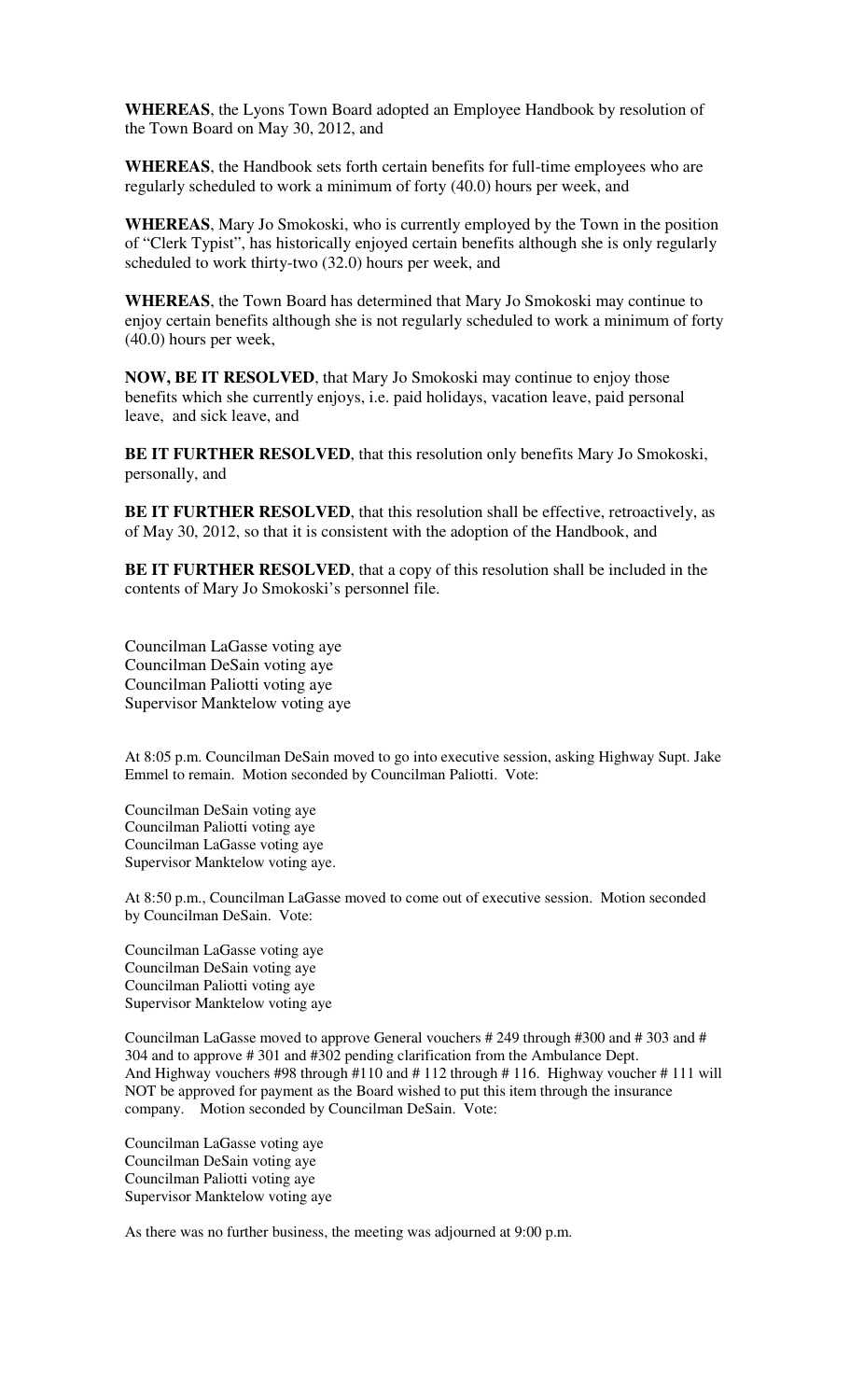**WHEREAS**, the Lyons Town Board adopted an Employee Handbook by resolution of the Town Board on May 30, 2012, and

**WHEREAS**, the Handbook sets forth certain benefits for full-time employees who are regularly scheduled to work a minimum of forty (40.0) hours per week, and

**WHEREAS**, Mary Jo Smokoski, who is currently employed by the Town in the position of "Clerk Typist", has historically enjoyed certain benefits although she is only regularly scheduled to work thirty-two (32.0) hours per week, and

**WHEREAS**, the Town Board has determined that Mary Jo Smokoski may continue to enjoy certain benefits although she is not regularly scheduled to work a minimum of forty (40.0) hours per week,

**NOW, BE IT RESOLVED**, that Mary Jo Smokoski may continue to enjoy those benefits which she currently enjoys, i.e. paid holidays, vacation leave, paid personal leave, and sick leave, and

**BE IT FURTHER RESOLVED**, that this resolution only benefits Mary Jo Smokoski, personally, and

**BE IT FURTHER RESOLVED**, that this resolution shall be effective, retroactively, as of May 30, 2012, so that it is consistent with the adoption of the Handbook, and

**BE IT FURTHER RESOLVED**, that a copy of this resolution shall be included in the contents of Mary Jo Smokoski's personnel file.

Councilman LaGasse voting aye
Councilman DeSain voting aye
Councilman Paliotti voting aye
Supervisor Manktelow voting aye

At 8:05 p.m. Councilman DeSain moved to go into executive session, asking Highway Supt. Jake Emmel to remain. Motion seconded by Councilman Paliotti. Vote:

Councilman DeSain voting aye
Councilman Paliotti voting aye
Councilman LaGasse voting aye
Supervisor Manktelow voting aye.

At 8:50 p.m., Councilman LaGasse moved to come out of executive session. Motion seconded by Councilman DeSain. Vote:

Councilman LaGasse voting aye
Councilman DeSain voting aye
Councilman Paliotti voting aye
Supervisor Manktelow voting aye

Councilman LaGasse moved to approve General vouchers # 249 through #300 and # 303 and # 304 and to approve # 301 and #302 pending clarification from the Ambulance Dept. And Highway vouchers #98 through #110 and # 112 through # 116. Highway voucher # 111 will NOT be approved for payment as the Board wished to put this item through the insurance company. Motion seconded by Councilman DeSain. Vote:

Councilman LaGasse voting aye
Councilman DeSain voting aye
Councilman Paliotti voting aye
Supervisor Manktelow voting aye

As there was no further business, the meeting was adjourned at 9:00 p.m.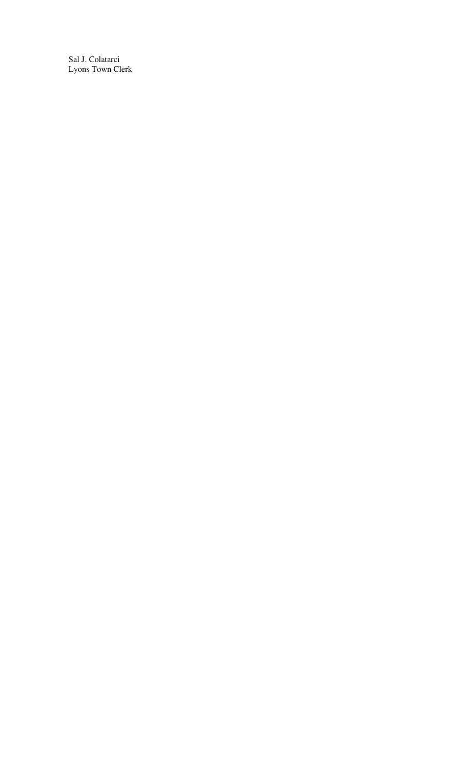Sal J. Colatarci
Lyons Town Clerk